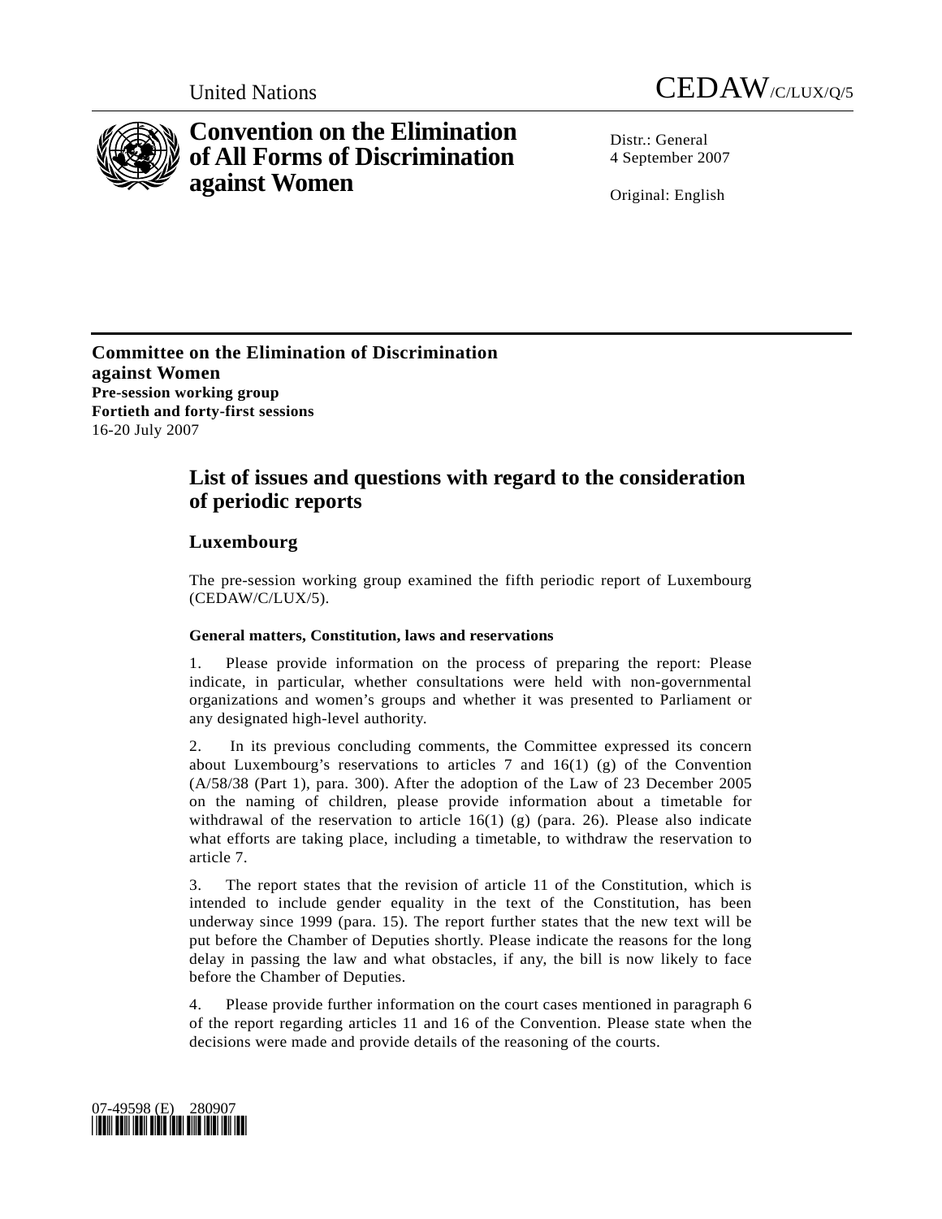United Nations

CEDAW/C/LUX/Q/5

# Convention on the Elimination of All Forms of Discrimination against Women

Distr.: General
4 September 2007

Original: English

**Committee on the Elimination of Discrimination against Women**
**Pre-session working group**
**Fortieth and forty-first sessions**
16-20 July 2007

## List of issues and questions with regard to the consideration of periodic reports

## Luxembourg

The pre-session working group examined the fifth periodic report of Luxembourg (CEDAW/C/LUX/5).

### General matters, Constitution, laws and reservations

1. Please provide information on the process of preparing the report: Please indicate, in particular, whether consultations were held with non-governmental organizations and women's groups and whether it was presented to Parliament or any designated high-level authority.

2. In its previous concluding comments, the Committee expressed its concern about Luxembourg's reservations to articles 7 and 16(1) (g) of the Convention (A/58/38 (Part 1), para. 300). After the adoption of the Law of 23 December 2005 on the naming of children, please provide information about a timetable for withdrawal of the reservation to article 16(1) (g) (para. 26). Please also indicate what efforts are taking place, including a timetable, to withdraw the reservation to article 7.

3. The report states that the revision of article 11 of the Constitution, which is intended to include gender equality in the text of the Constitution, has been underway since 1999 (para. 15). The report further states that the new text will be put before the Chamber of Deputies shortly. Please indicate the reasons for the long delay in passing the law and what obstacles, if any, the bill is now likely to face before the Chamber of Deputies.

4. Please provide further information on the court cases mentioned in paragraph 6 of the report regarding articles 11 and 16 of the Convention. Please state when the decisions were made and provide details of the reasoning of the courts.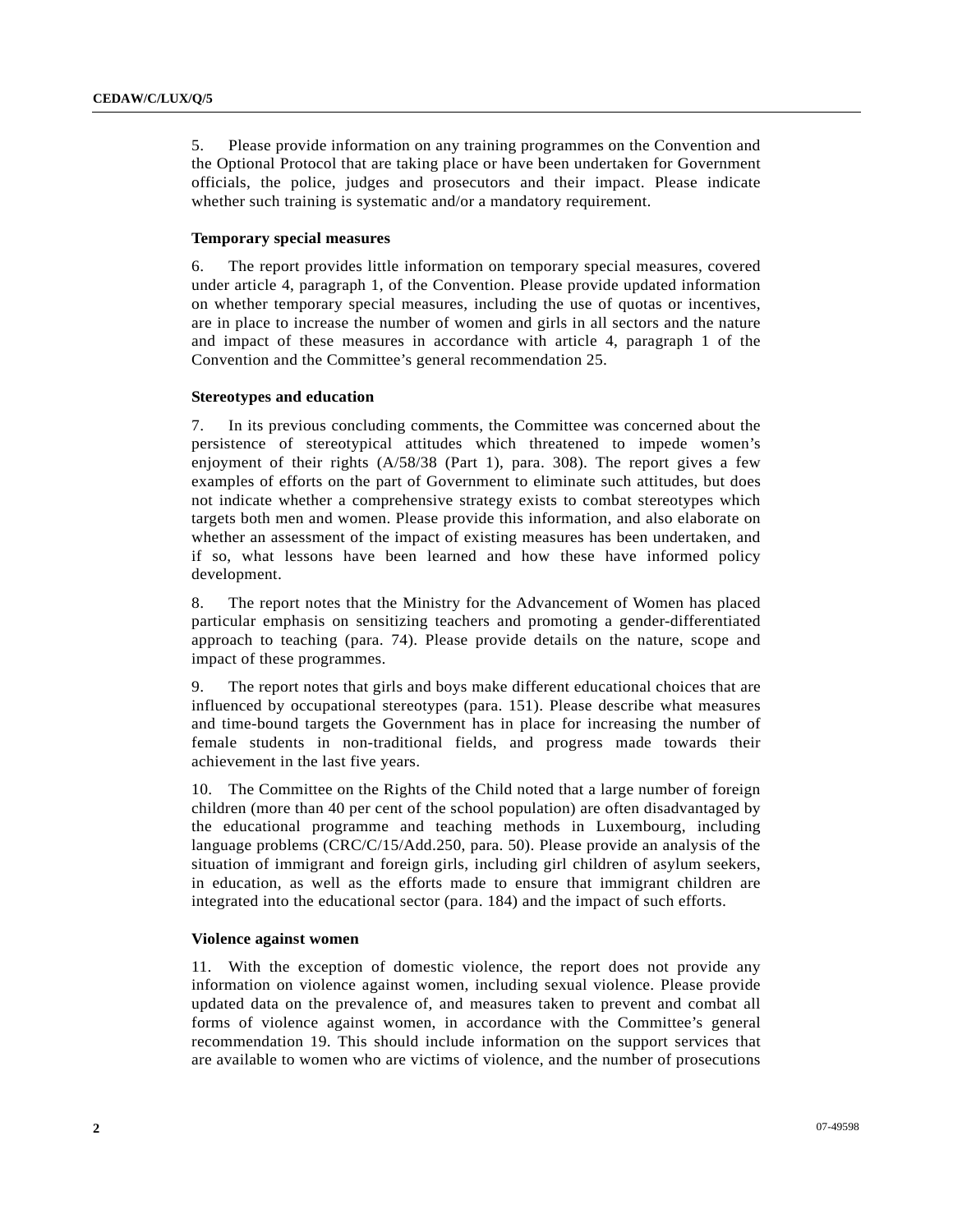5. Please provide information on any training programmes on the Convention and the Optional Protocol that are taking place or have been undertaken for Government officials, the police, judges and prosecutors and their impact. Please indicate whether such training is systematic and/or a mandatory requirement.

**Temporary special measures**

6. The report provides little information on temporary special measures, covered under article 4, paragraph 1, of the Convention. Please provide updated information on whether temporary special measures, including the use of quotas or incentives, are in place to increase the number of women and girls in all sectors and the nature and impact of these measures in accordance with article 4, paragraph 1 of the Convention and the Committee's general recommendation 25.

**Stereotypes and education**

7. In its previous concluding comments, the Committee was concerned about the persistence of stereotypical attitudes which threatened to impede women's enjoyment of their rights (A/58/38 (Part 1), para. 308). The report gives a few examples of efforts on the part of Government to eliminate such attitudes, but does not indicate whether a comprehensive strategy exists to combat stereotypes which targets both men and women. Please provide this information, and also elaborate on whether an assessment of the impact of existing measures has been undertaken, and if so, what lessons have been learned and how these have informed policy development.

8. The report notes that the Ministry for the Advancement of Women has placed particular emphasis on sensitizing teachers and promoting a gender-differentiated approach to teaching (para. 74). Please provide details on the nature, scope and impact of these programmes.

9. The report notes that girls and boys make different educational choices that are influenced by occupational stereotypes (para. 151). Please describe what measures and time-bound targets the Government has in place for increasing the number of female students in non-traditional fields, and progress made towards their achievement in the last five years.

10. The Committee on the Rights of the Child noted that a large number of foreign children (more than 40 per cent of the school population) are often disadvantaged by the educational programme and teaching methods in Luxembourg, including language problems (CRC/C/15/Add.250, para. 50). Please provide an analysis of the situation of immigrant and foreign girls, including girl children of asylum seekers, in education, as well as the efforts made to ensure that immigrant children are integrated into the educational sector (para. 184) and the impact of such efforts.

**Violence against women**

11. With the exception of domestic violence, the report does not provide any information on violence against women, including sexual violence. Please provide updated data on the prevalence of, and measures taken to prevent and combat all forms of violence against women, in accordance with the Committee's general recommendation 19. This should include information on the support services that are available to women who are victims of violence, and the number of prosecutions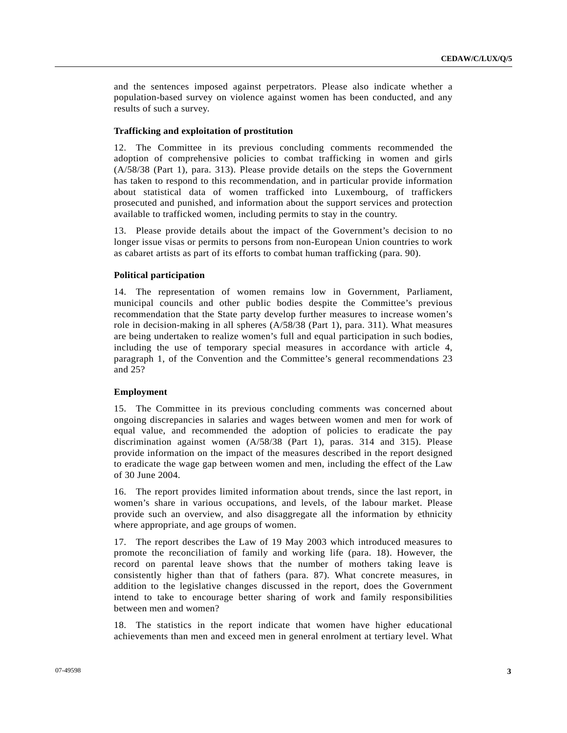and the sentences imposed against perpetrators. Please also indicate whether a population-based survey on violence against women has been conducted, and any results of such a survey.

**Trafficking and exploitation of prostitution**

12. The Committee in its previous concluding comments recommended the adoption of comprehensive policies to combat trafficking in women and girls (A/58/38 (Part 1), para. 313). Please provide details on the steps the Government has taken to respond to this recommendation, and in particular provide information about statistical data of women trafficked into Luxembourg, of traffickers prosecuted and punished, and information about the support services and protection available to trafficked women, including permits to stay in the country.

13. Please provide details about the impact of the Government's decision to no longer issue visas or permits to persons from non-European Union countries to work as cabaret artists as part of its efforts to combat human trafficking (para. 90).

**Political participation**

14. The representation of women remains low in Government, Parliament, municipal councils and other public bodies despite the Committee's previous recommendation that the State party develop further measures to increase women's role in decision-making in all spheres (A/58/38 (Part 1), para. 311). What measures are being undertaken to realize women's full and equal participation in such bodies, including the use of temporary special measures in accordance with article 4, paragraph 1, of the Convention and the Committee's general recommendations 23 and 25?

**Employment**

15. The Committee in its previous concluding comments was concerned about ongoing discrepancies in salaries and wages between women and men for work of equal value, and recommended the adoption of policies to eradicate the pay discrimination against women (A/58/38 (Part 1), paras. 314 and 315). Please provide information on the impact of the measures described in the report designed to eradicate the wage gap between women and men, including the effect of the Law of 30 June 2004.

16. The report provides limited information about trends, since the last report, in women's share in various occupations, and levels, of the labour market. Please provide such an overview, and also disaggregate all the information by ethnicity where appropriate, and age groups of women.

17. The report describes the Law of 19 May 2003 which introduced measures to promote the reconciliation of family and working life (para. 18). However, the record on parental leave shows that the number of mothers taking leave is consistently higher than that of fathers (para. 87). What concrete measures, in addition to the legislative changes discussed in the report, does the Government intend to take to encourage better sharing of work and family responsibilities between men and women?

18. The statistics in the report indicate that women have higher educational achievements than men and exceed men in general enrolment at tertiary level. What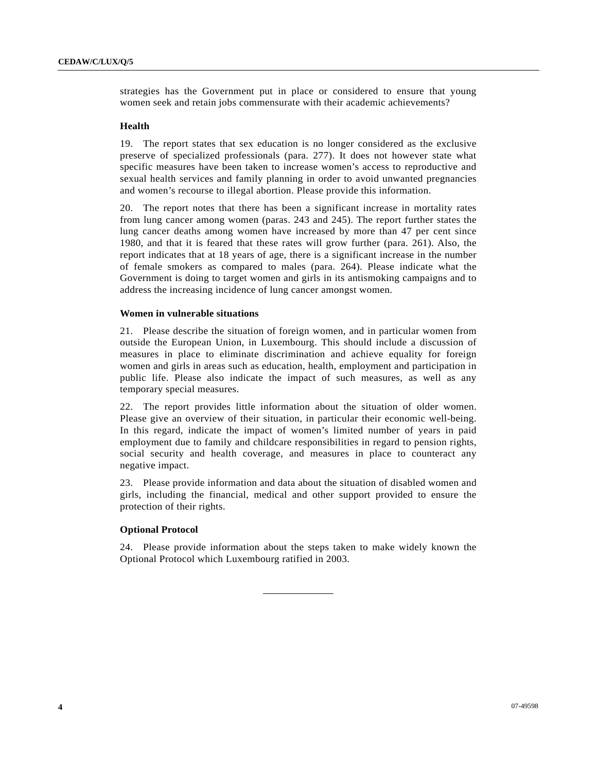strategies has the Government put in place or considered to ensure that young women seek and retain jobs commensurate with their academic achievements?

### Health

19. The report states that sex education is no longer considered as the exclusive preserve of specialized professionals (para. 277). It does not however state what specific measures have been taken to increase women's access to reproductive and sexual health services and family planning in order to avoid unwanted pregnancies and women's recourse to illegal abortion. Please provide this information.

20. The report notes that there has been a significant increase in mortality rates from lung cancer among women (paras. 243 and 245). The report further states the lung cancer deaths among women have increased by more than 47 per cent since 1980, and that it is feared that these rates will grow further (para. 261). Also, the report indicates that at 18 years of age, there is a significant increase in the number of female smokers as compared to males (para. 264). Please indicate what the Government is doing to target women and girls in its antismoking campaigns and to address the increasing incidence of lung cancer amongst women.

### Women in vulnerable situations

21. Please describe the situation of foreign women, and in particular women from outside the European Union, in Luxembourg. This should include a discussion of measures in place to eliminate discrimination and achieve equality for foreign women and girls in areas such as education, health, employment and participation in public life. Please also indicate the impact of such measures, as well as any temporary special measures.

22. The report provides little information about the situation of older women. Please give an overview of their situation, in particular their economic well-being. In this regard, indicate the impact of women's limited number of years in paid employment due to family and childcare responsibilities in regard to pension rights, social security and health coverage, and measures in place to counteract any negative impact.

23. Please provide information and data about the situation of disabled women and girls, including the financial, medical and other support provided to ensure the protection of their rights.

### Optional Protocol

24. Please provide information about the steps taken to make widely known the Optional Protocol which Luxembourg ratified in 2003.